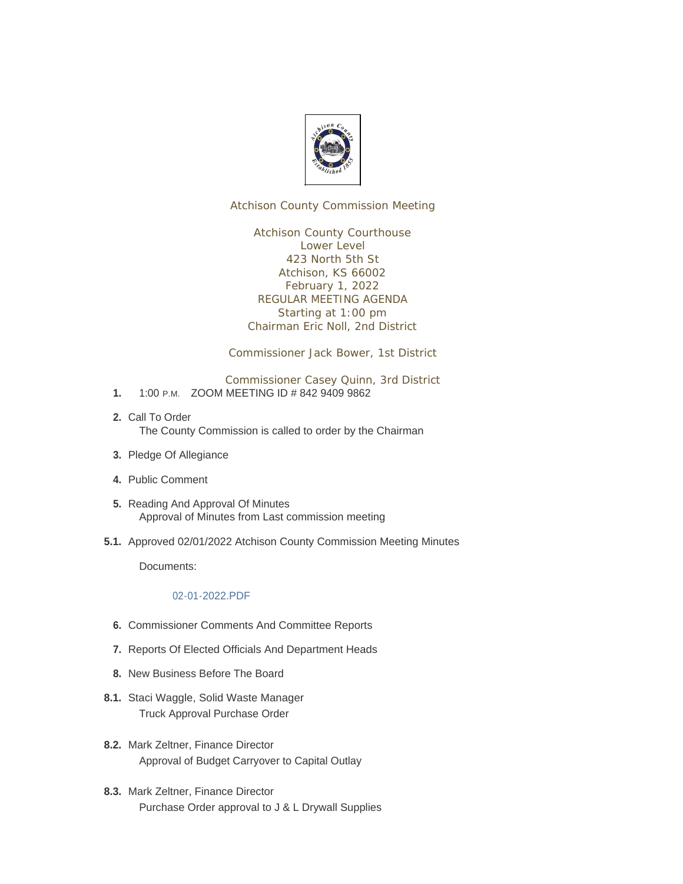Atchison County Commission Meeting

Atchison County Courthouse
Lower Level
423 North 5th St
Atchison, KS 66002
February 1, 2022
REGULAR MEETING AGENDA
Starting at 1:00 pm
Chairman Eric Noll, 2nd District

Commissioner Jack Bower, 1st District

Commissioner Casey Quinn, 3rd District

**1.** 1:00 P.M. ZOOM MEETING ID # 842 9409 9862

**2.** Call To Order
The County Commission is called to order by the Chairman

**3.** Pledge Of Allegiance

**4.** Public Comment

**5.** Reading And Approval Of Minutes
Approval of Minutes from Last commission meeting

**5.1.** Approved 02/01/2022 Atchison County Commission Meeting Minutes

Documents:

02-01-2022.PDF

**6.** Commissioner Comments And Committee Reports

**7.** Reports Of Elected Officials And Department Heads

**8.** New Business Before The Board

**8.1.** Staci Waggle, Solid Waste Manager
Truck Approval Purchase Order

**8.2.** Mark Zeltner, Finance Director
Approval of Budget Carryover to Capital Outlay

**8.3.** Mark Zeltner, Finance Director
Purchase Order approval to J & L Drywall Supplies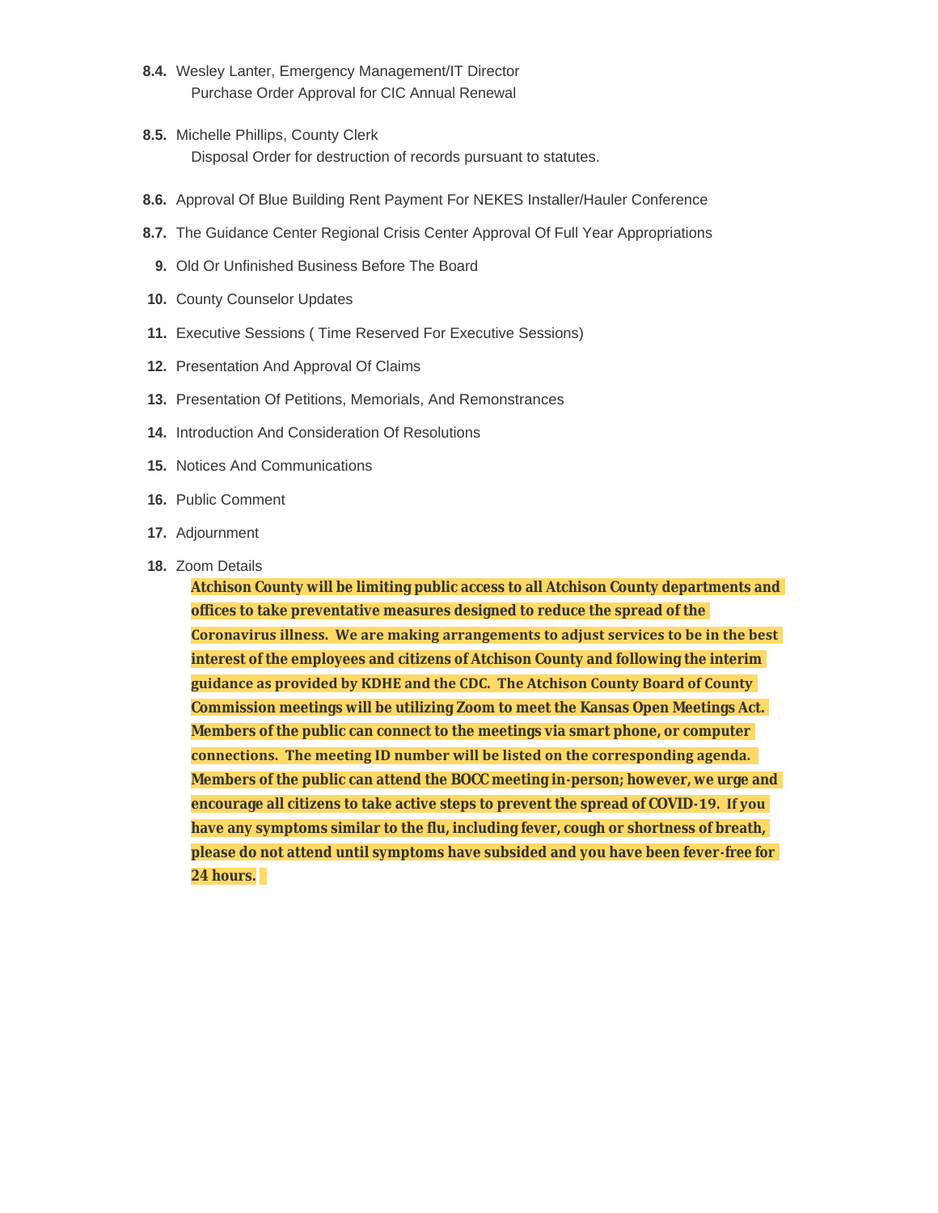**8.4.** Wesley Lanter, Emergency Management/IT Director
Purchase Order Approval for CIC Annual Renewal

**8.5.** Michelle Phillips, County Clerk
Disposal Order for destruction of records pursuant to statutes.

**8.6.** Approval Of Blue Building Rent Payment For NEKES Installer/Hauler Conference

**8.7.** The Guidance Center Regional Crisis Center Approval Of Full Year Appropriations

**9.** Old Or Unfinished Business Before The Board

**10.** County Counselor Updates

**11.** Executive Sessions ( Time Reserved For Executive Sessions)

**12.** Presentation And Approval Of Claims

**13.** Presentation Of Petitions, Memorials, And Remonstrances

**14.** Introduction And Consideration Of Resolutions

**15.** Notices And Communications

**16.** Public Comment

**17.** Adjournment

**18.** Zoom Details

**Atchison County will be limiting public access to all Atchison County departments and offices to take preventative measures designed to reduce the spread of the Coronavirus illness. We are making arrangements to adjust services to be in the best interest of the employees and citizens of Atchison County and following the interim guidance as provided by KDHE and the CDC. The Atchison County Board of County Commission meetings will be utilizing Zoom to meet the Kansas Open Meetings Act. Members of the public can connect to the meetings via smart phone, or computer connections. The meeting ID number will be listed on the corresponding agenda. Members of the public can attend the BOCC meeting in-person; however, we urge and encourage all citizens to take active steps to prevent the spread of COVID-19. If you have any symptoms similar to the flu, including fever, cough or shortness of breath, please do not attend until symptoms have subsided and you have been fever-free for 24 hours.**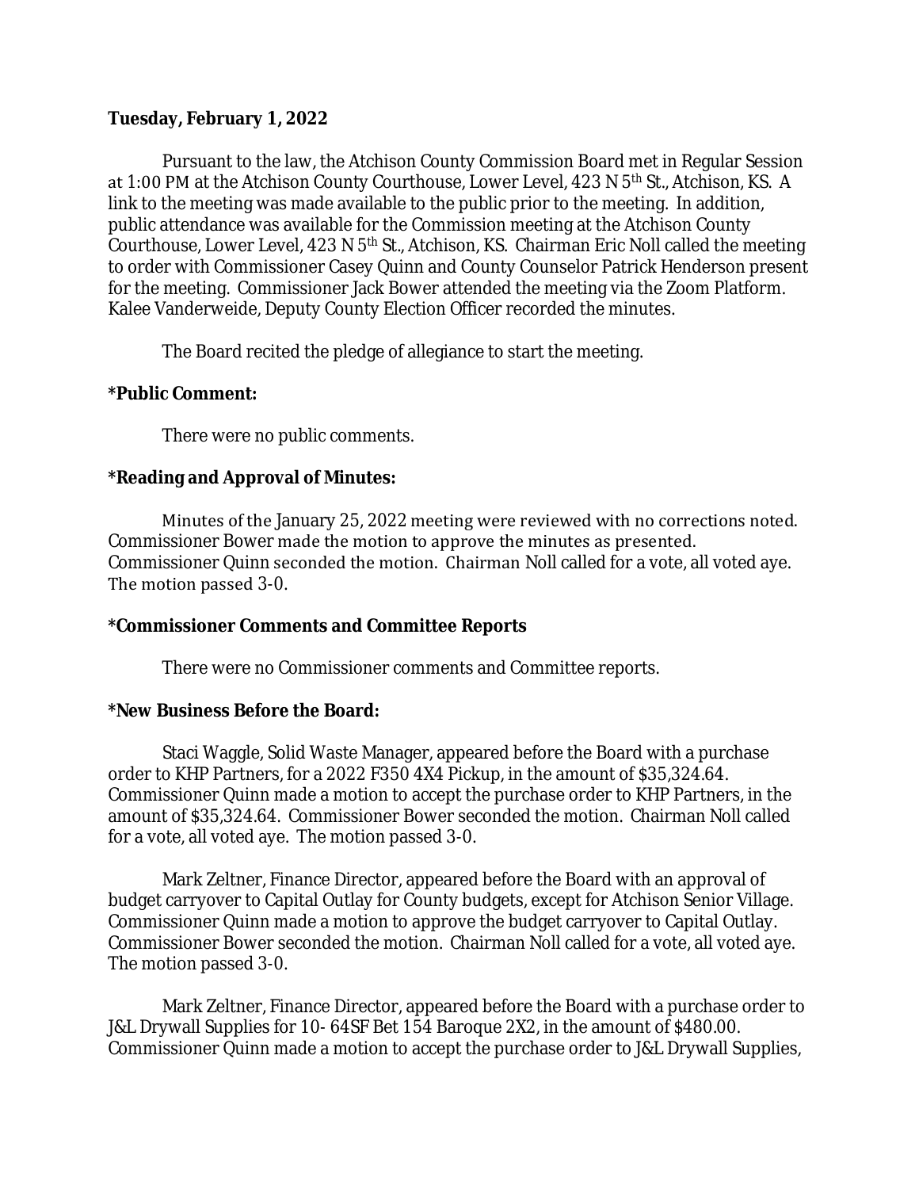**Tuesday, February 1, 2022**

Pursuant to the law, the Atchison County Commission Board met in Regular Session at 1:00 PM at the Atchison County Courthouse, Lower Level, 423 N 5th St., Atchison, KS. A link to the meeting was made available to the public prior to the meeting. In addition, public attendance was available for the Commission meeting at the Atchison County Courthouse, Lower Level, 423 N 5th St., Atchison, KS. Chairman Eric Noll called the meeting to order with Commissioner Casey Quinn and County Counselor Patrick Henderson present for the meeting. Commissioner Jack Bower attended the meeting via the Zoom Platform. Kalee Vanderweide, Deputy County Election Officer recorded the minutes.

The Board recited the pledge of allegiance to start the meeting.

**\*Public Comment:**

There were no public comments.

**\*Reading and Approval of Minutes:**

Minutes of the January 25, 2022 meeting were reviewed with no corrections noted. Commissioner Bower made the motion to approve the minutes as presented. Commissioner Quinn seconded the motion. Chairman Noll called for a vote, all voted aye. The motion passed 3-0.

**\*Commissioner Comments and Committee Reports**

There were no Commissioner comments and Committee reports.

**\*New Business Before the Board:**

Staci Waggle, Solid Waste Manager, appeared before the Board with a purchase order to KHP Partners, for a 2022 F350 4X4 Pickup, in the amount of $35,324.64. Commissioner Quinn made a motion to accept the purchase order to KHP Partners, in the amount of $35,324.64. Commissioner Bower seconded the motion. Chairman Noll called for a vote, all voted aye. The motion passed 3-0.

Mark Zeltner, Finance Director, appeared before the Board with an approval of budget carryover to Capital Outlay for County budgets, except for Atchison Senior Village. Commissioner Quinn made a motion to approve the budget carryover to Capital Outlay. Commissioner Bower seconded the motion. Chairman Noll called for a vote, all voted aye. The motion passed 3-0.

Mark Zeltner, Finance Director, appeared before the Board with a purchase order to J&L Drywall Supplies for 10- 64SF Bet 154 Baroque 2X2, in the amount of $480.00. Commissioner Quinn made a motion to accept the purchase order to J&L Drywall Supplies,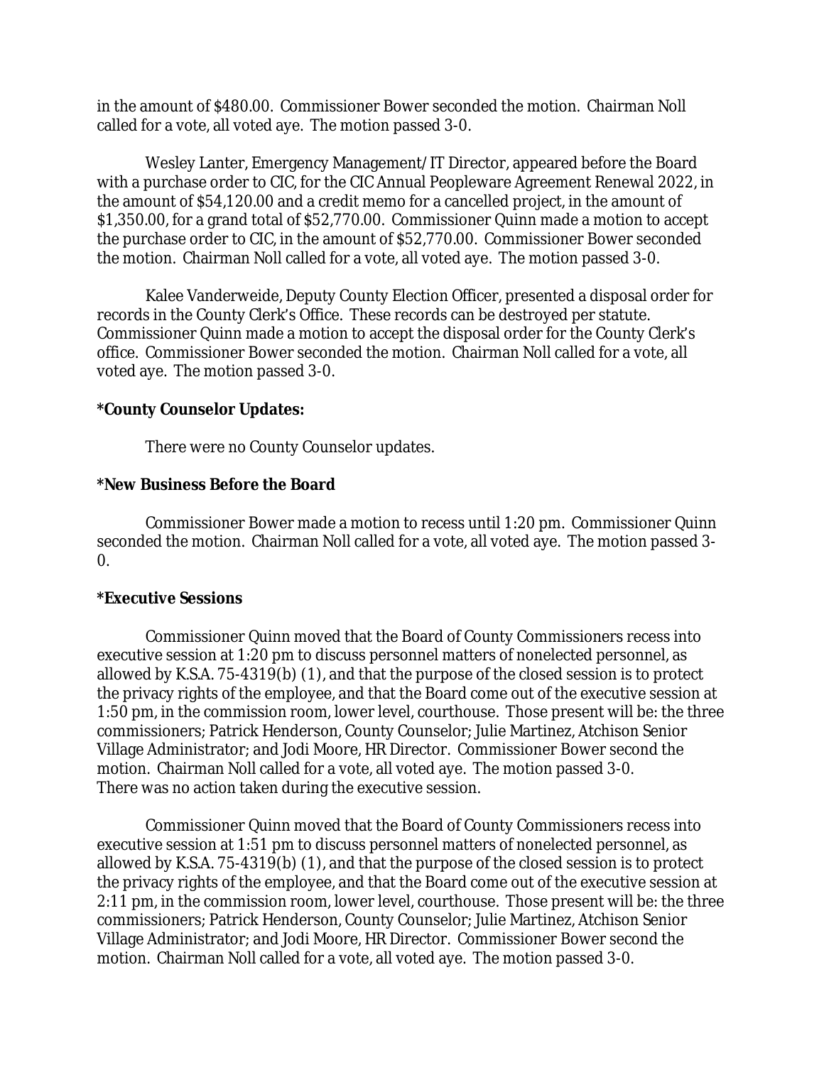in the amount of $480.00. Commissioner Bower seconded the motion. Chairman Noll called for a vote, all voted aye. The motion passed 3-0.

Wesley Lanter, Emergency Management/IT Director, appeared before the Board with a purchase order to CIC, for the CIC Annual Peopleware Agreement Renewal 2022, in the amount of $54,120.00 and a credit memo for a cancelled project, in the amount of $1,350.00, for a grand total of $52,770.00. Commissioner Quinn made a motion to accept the purchase order to CIC, in the amount of $52,770.00. Commissioner Bower seconded the motion. Chairman Noll called for a vote, all voted aye. The motion passed 3-0.

Kalee Vanderweide, Deputy County Election Officer, presented a disposal order for records in the County Clerk's Office. These records can be destroyed per statute. Commissioner Quinn made a motion to accept the disposal order for the County Clerk's office. Commissioner Bower seconded the motion. Chairman Noll called for a vote, all voted aye. The motion passed 3-0.

**\*County Counselor Updates:**

There were no County Counselor updates.

**\*New Business Before the Board**

Commissioner Bower made a motion to recess until 1:20 pm. Commissioner Quinn seconded the motion. Chairman Noll called for a vote, all voted aye. The motion passed 3-0.

**\*Executive Sessions**

Commissioner Quinn moved that the Board of County Commissioners recess into executive session at 1:20 pm to discuss personnel matters of nonelected personnel, as allowed by K.S.A. 75-4319(b) (1), and that the purpose of the closed session is to protect the privacy rights of the employee, and that the Board come out of the executive session at 1:50 pm, in the commission room, lower level, courthouse. Those present will be: the three commissioners; Patrick Henderson, County Counselor; Julie Martinez, Atchison Senior Village Administrator; and Jodi Moore, HR Director. Commissioner Bower second the motion. Chairman Noll called for a vote, all voted aye. The motion passed 3-0.
There was no action taken during the executive session.

Commissioner Quinn moved that the Board of County Commissioners recess into executive session at 1:51 pm to discuss personnel matters of nonelected personnel, as allowed by K.S.A. 75-4319(b) (1), and that the purpose of the closed session is to protect the privacy rights of the employee, and that the Board come out of the executive session at 2:11 pm, in the commission room, lower level, courthouse. Those present will be: the three commissioners; Patrick Henderson, County Counselor; Julie Martinez, Atchison Senior Village Administrator; and Jodi Moore, HR Director. Commissioner Bower second the motion. Chairman Noll called for a vote, all voted aye. The motion passed 3-0.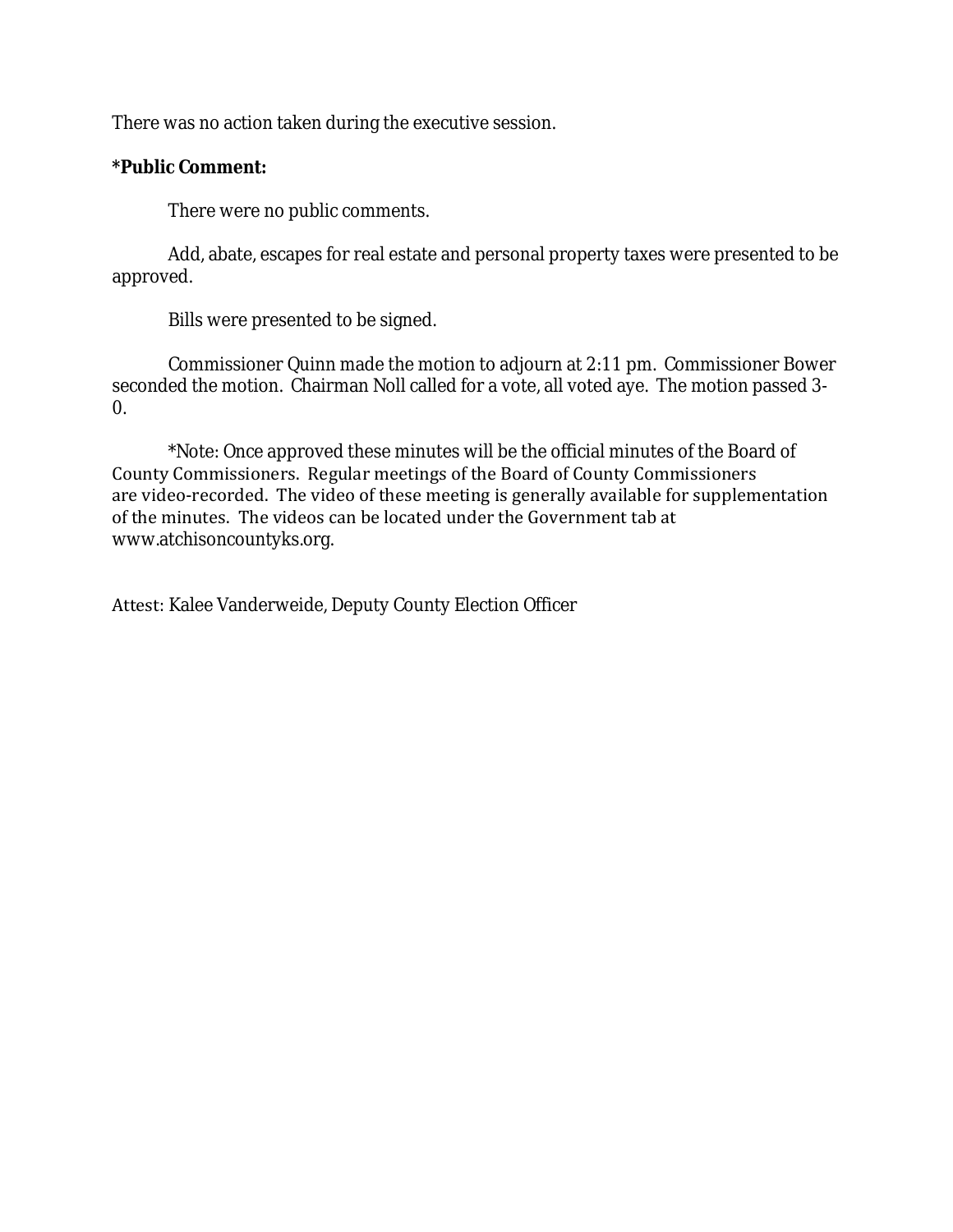There was no action taken during the executive session.

**\*Public Comment:**

There were no public comments.

Add, abate, escapes for real estate and personal property taxes were presented to be approved.

Bills were presented to be signed.

Commissioner Quinn made the motion to adjourn at 2:11 pm. Commissioner Bower seconded the motion. Chairman Noll called for a vote, all voted aye. The motion passed 3-0.

*Note: Once approved these minutes will be the official minutes of the Board of County Commissioners. Regular meetings of the Board of County Commissioners are video-recorded. The video of these meeting is generally available for supplementation of the minutes. The videos can be located under the Government tab at www.atchisoncountyks.org.

Attest: Kalee Vanderweide, Deputy County Election Officer